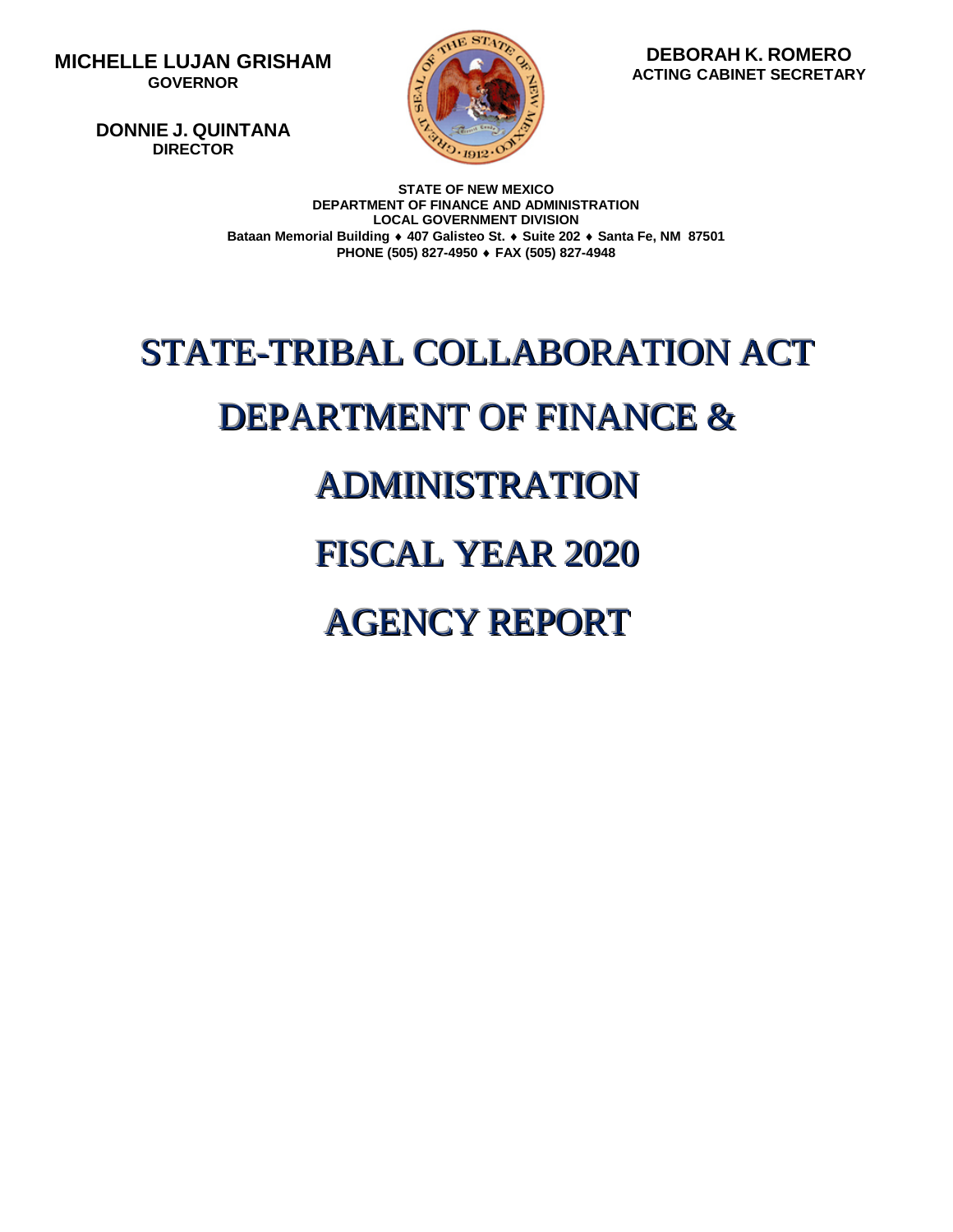**MICHELLE LUJAN GRISHAM**
**GOVERNOR**

**DONNIE J. QUINTANA**
**DIRECTOR**

**DEBORAH K. ROMERO**
**ACTING CABINET SECRETARY**

**STATE OF NEW MEXICO**
**DEPARTMENT OF FINANCE AND ADMINISTRATION**
**LOCAL GOVERNMENT DIVISION**
**Bataan Memorial Building ♦ 407 Galisteo St. ♦ Suite 202 ♦ Santa Fe, NM 87501**
**PHONE (505) 827-4950 ♦ FAX (505) 827-4948**

# STATE-TRIBAL COLLABORATION ACT

# DEPARTMENT OF FINANCE & ADMINISTRATION

# FISCAL YEAR 2020

# AGENCY REPORT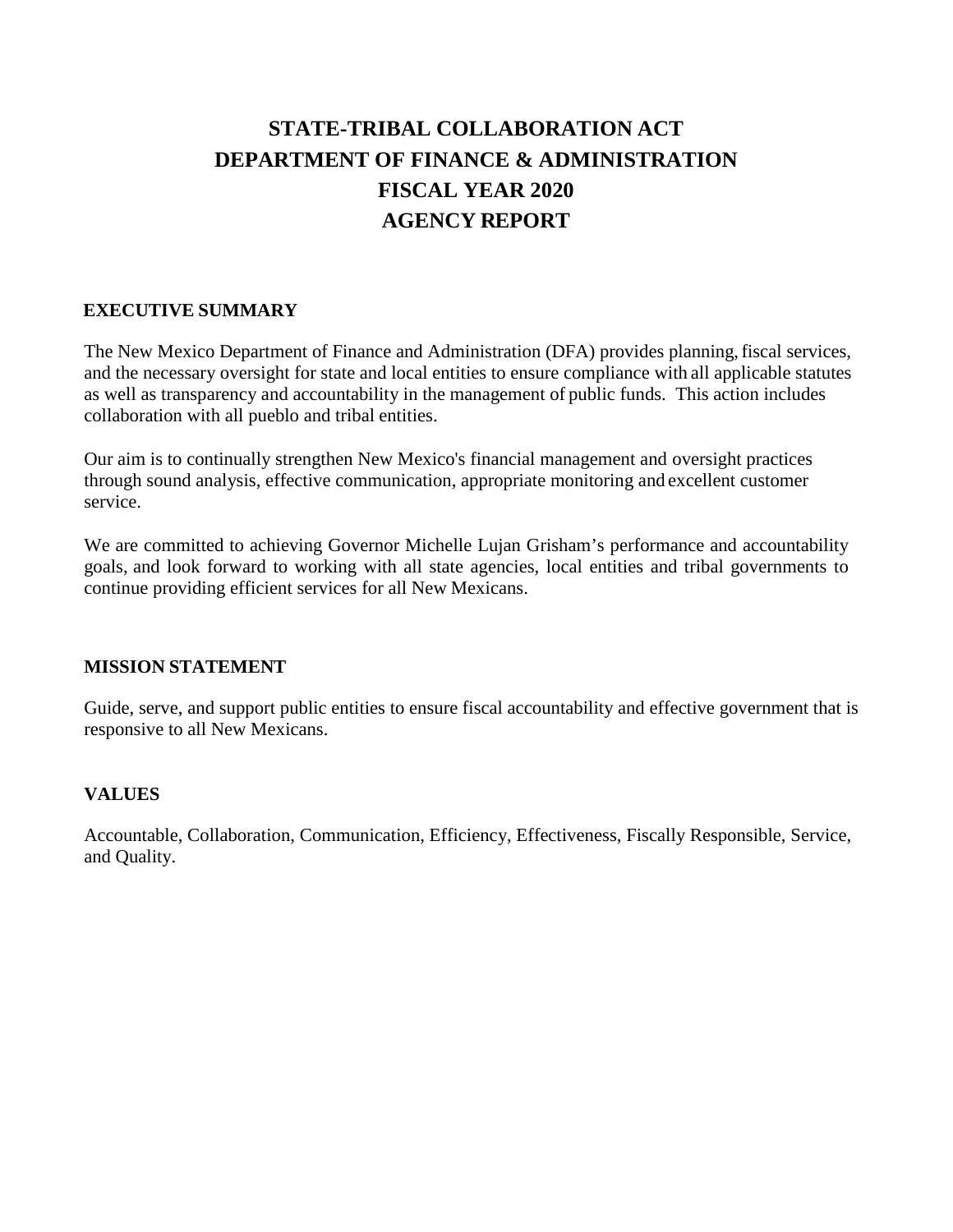# STATE-TRIBAL COLLABORATION ACT
# DEPARTMENT OF FINANCE & ADMINISTRATION
# FISCAL YEAR 2020
# AGENCY REPORT

## EXECUTIVE SUMMARY

The New Mexico Department of Finance and Administration (DFA) provides planning, fiscal services, and the necessary oversight for state and local entities to ensure compliance with all applicable statutes as well as transparency and accountability in the management of public funds. This action includes collaboration with all pueblo and tribal entities.

Our aim is to continually strengthen New Mexico's financial management and oversight practices through sound analysis, effective communication, appropriate monitoring and excellent customer service.

We are committed to achieving Governor Michelle Lujan Grisham's performance and accountability goals, and look forward to working with all state agencies, local entities and tribal governments to continue providing efficient services for all New Mexicans.

## MISSION STATEMENT

Guide, serve, and support public entities to ensure fiscal accountability and effective government that is responsive to all New Mexicans.

## VALUES

Accountable, Collaboration, Communication, Efficiency, Effectiveness, Fiscally Responsible, Service, and Quality.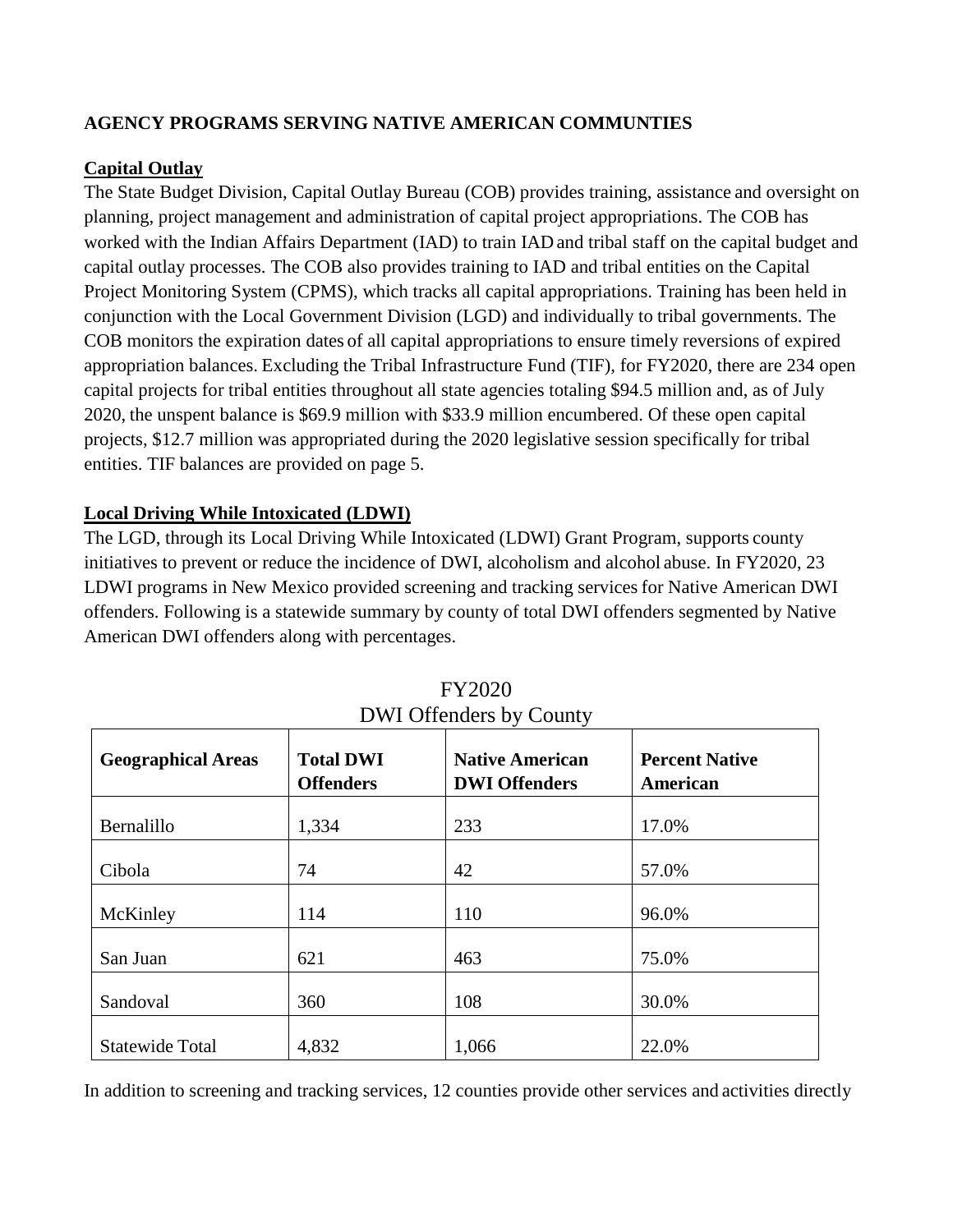## AGENCY PROGRAMS SERVING NATIVE AMERICAN COMMUNTIES

### Capital Outlay

The State Budget Division, Capital Outlay Bureau (COB) provides training, assistance and oversight on planning, project management and administration of capital project appropriations. The COB has worked with the Indian Affairs Department (IAD) to train IAD and tribal staff on the capital budget and capital outlay processes. The COB also provides training to IAD and tribal entities on the Capital Project Monitoring System (CPMS), which tracks all capital appropriations. Training has been held in conjunction with the Local Government Division (LGD) and individually to tribal governments. The COB monitors the expiration dates of all capital appropriations to ensure timely reversions of expired appropriation balances. Excluding the Tribal Infrastructure Fund (TIF), for FY2020, there are 234 open capital projects for tribal entities throughout all state agencies totaling $94.5 million and, as of July 2020, the unspent balance is $69.9 million with $33.9 million encumbered. Of these open capital projects, $12.7 million was appropriated during the 2020 legislative session specifically for tribal entities. TIF balances are provided on page 5.

### Local Driving While Intoxicated (LDWI)

The LGD, through its Local Driving While Intoxicated (LDWI) Grant Program, supports county initiatives to prevent or reduce the incidence of DWI, alcoholism and alcohol abuse. In FY2020, 23 LDWI programs in New Mexico provided screening and tracking services for Native American DWI offenders. Following is a statewide summary by county of total DWI offenders segmented by Native American DWI offenders along with percentages.

FY2020
DWI Offenders by County

| Geographical Areas | Total DWI Offenders | Native American DWI Offenders | Percent Native American |
|---|---|---|---|
| Bernalillo | 1,334 | 233 | 17.0% |
| Cibola | 74 | 42 | 57.0% |
| McKinley | 114 | 110 | 96.0% |
| San Juan | 621 | 463 | 75.0% |
| Sandoval | 360 | 108 | 30.0% |
| Statewide Total | 4,832 | 1,066 | 22.0% |

In addition to screening and tracking services, 12 counties provide other services and activities directly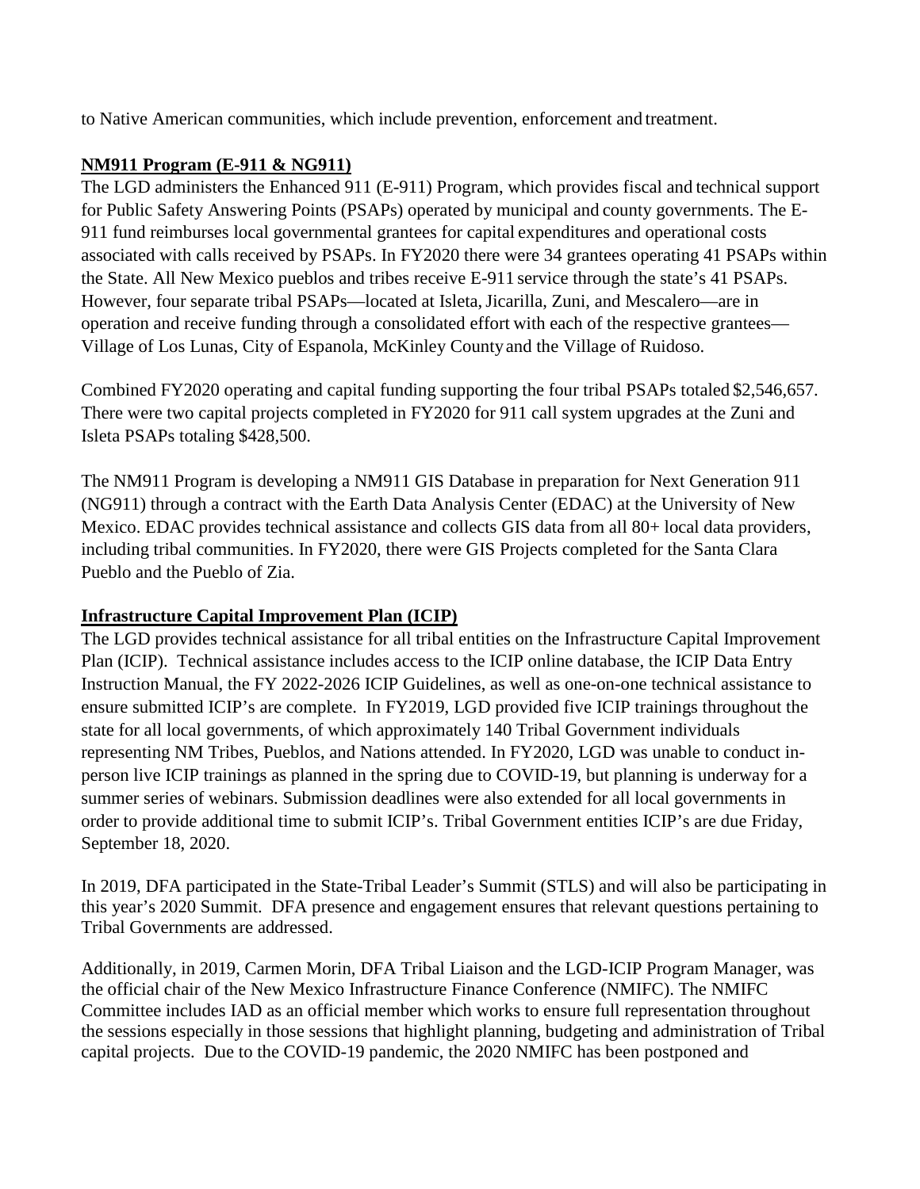to Native American communities, which include prevention, enforcement and treatment.

**NM911 Program (E-911 & NG911)**

The LGD administers the Enhanced 911 (E-911) Program, which provides fiscal and technical support for Public Safety Answering Points (PSAPs) operated by municipal and county governments. The E-911 fund reimburses local governmental grantees for capital expenditures and operational costs associated with calls received by PSAPs. In FY2020 there were 34 grantees operating 41 PSAPs within the State. All New Mexico pueblos and tribes receive E-911 service through the state's 41 PSAPs. However, four separate tribal PSAPs—located at Isleta, Jicarilla, Zuni, and Mescalero—are in operation and receive funding through a consolidated effort with each of the respective grantees—Village of Los Lunas, City of Espanola, McKinley County and the Village of Ruidoso.

Combined FY2020 operating and capital funding supporting the four tribal PSAPs totaled $2,546,657. There were two capital projects completed in FY2020 for 911 call system upgrades at the Zuni and Isleta PSAPs totaling $428,500.

The NM911 Program is developing a NM911 GIS Database in preparation for Next Generation 911 (NG911) through a contract with the Earth Data Analysis Center (EDAC) at the University of New Mexico. EDAC provides technical assistance and collects GIS data from all 80+ local data providers, including tribal communities. In FY2020, there were GIS Projects completed for the Santa Clara Pueblo and the Pueblo of Zia.

**Infrastructure Capital Improvement Plan (ICIP)**

The LGD provides technical assistance for all tribal entities on the Infrastructure Capital Improvement Plan (ICIP). Technical assistance includes access to the ICIP online database, the ICIP Data Entry Instruction Manual, the FY 2022-2026 ICIP Guidelines, as well as one-on-one technical assistance to ensure submitted ICIP's are complete. In FY2019, LGD provided five ICIP trainings throughout the state for all local governments, of which approximately 140 Tribal Government individuals representing NM Tribes, Pueblos, and Nations attended. In FY2020, LGD was unable to conduct in-person live ICIP trainings as planned in the spring due to COVID-19, but planning is underway for a summer series of webinars. Submission deadlines were also extended for all local governments in order to provide additional time to submit ICIP's. Tribal Government entities ICIP's are due Friday, September 18, 2020.

In 2019, DFA participated in the State-Tribal Leader's Summit (STLS) and will also be participating in this year's 2020 Summit. DFA presence and engagement ensures that relevant questions pertaining to Tribal Governments are addressed.

Additionally, in 2019, Carmen Morin, DFA Tribal Liaison and the LGD-ICIP Program Manager, was the official chair of the New Mexico Infrastructure Finance Conference (NMIFC). The NMIFC Committee includes IAD as an official member which works to ensure full representation throughout the sessions especially in those sessions that highlight planning, budgeting and administration of Tribal capital projects. Due to the COVID-19 pandemic, the 2020 NMIFC has been postponed and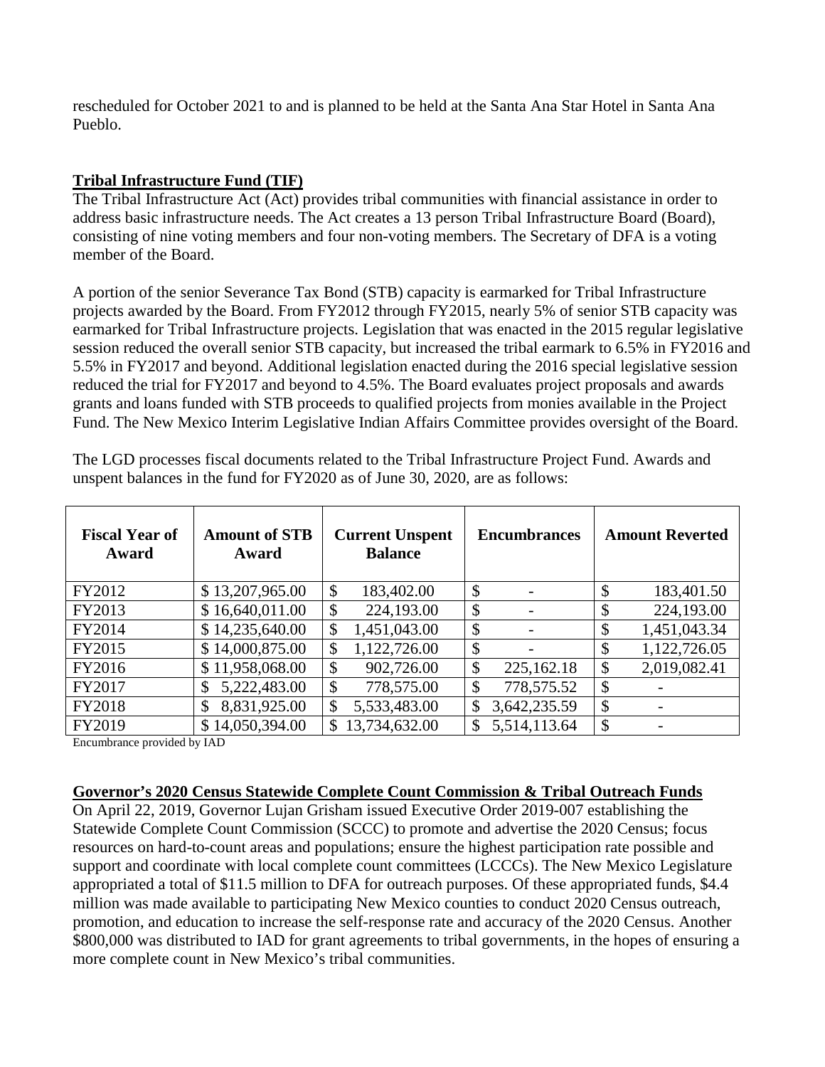rescheduled for October 2021 to and is planned to be held at the Santa Ana Star Hotel in Santa Ana Pueblo.

## Tribal Infrastructure Fund (TIF)

The Tribal Infrastructure Act (Act) provides tribal communities with financial assistance in order to address basic infrastructure needs. The Act creates a 13 person Tribal Infrastructure Board (Board), consisting of nine voting members and four non-voting members. The Secretary of DFA is a voting member of the Board.

A portion of the senior Severance Tax Bond (STB) capacity is earmarked for Tribal Infrastructure projects awarded by the Board. From FY2012 through FY2015, nearly 5% of senior STB capacity was earmarked for Tribal Infrastructure projects. Legislation that was enacted in the 2015 regular legislative session reduced the overall senior STB capacity, but increased the tribal earmark to 6.5% in FY2016 and 5.5% in FY2017 and beyond. Additional legislation enacted during the 2016 special legislative session reduced the trial for FY2017 and beyond to 4.5%. The Board evaluates project proposals and awards grants and loans funded with STB proceeds to qualified projects from monies available in the Project Fund. The New Mexico Interim Legislative Indian Affairs Committee provides oversight of the Board.

The LGD processes fiscal documents related to the Tribal Infrastructure Project Fund. Awards and unspent balances in the fund for FY2020 as of June 30, 2020, are as follows:

| Fiscal Year of Award | Amount of STB Award | Current Unspent Balance | Encumbrances | Amount Reverted |
|---|---|---|---|---|
| FY2012 | $ 13,207,965.00 | $ 183,402.00 | $ - | $ 183,401.50 |
| FY2013 | $ 16,640,011.00 | $ 224,193.00 | $ - | $ 224,193.00 |
| FY2014 | $ 14,235,640.00 | $ 1,451,043.00 | $ - | $ 1,451,043.34 |
| FY2015 | $ 14,000,875.00 | $ 1,122,726.00 | $ - | $ 1,122,726.05 |
| FY2016 | $ 11,958,068.00 | $ 902,726.00 | $ 225,162.18 | $ 2,019,082.41 |
| FY2017 | $ 5,222,483.00 | $ 778,575.00 | $ 778,575.52 | $ - |
| FY2018 | $ 8,831,925.00 | $ 5,533,483.00 | $ 3,642,235.59 | $ - |
| FY2019 | $ 14,050,394.00 | $ 13,734,632.00 | $ 5,514,113.64 | $ - |

Encumbrance provided by IAD

## Governor's 2020 Census Statewide Complete Count Commission & Tribal Outreach Funds

On April 22, 2019, Governor Lujan Grisham issued Executive Order 2019-007 establishing the Statewide Complete Count Commission (SCCC) to promote and advertise the 2020 Census; focus resources on hard-to-count areas and populations; ensure the highest participation rate possible and support and coordinate with local complete count committees (LCCCs). The New Mexico Legislature appropriated a total of $11.5 million to DFA for outreach purposes. Of these appropriated funds, $4.4 million was made available to participating New Mexico counties to conduct 2020 Census outreach, promotion, and education to increase the self-response rate and accuracy of the 2020 Census. Another $800,000 was distributed to IAD for grant agreements to tribal governments, in the hopes of ensuring a more complete count in New Mexico's tribal communities.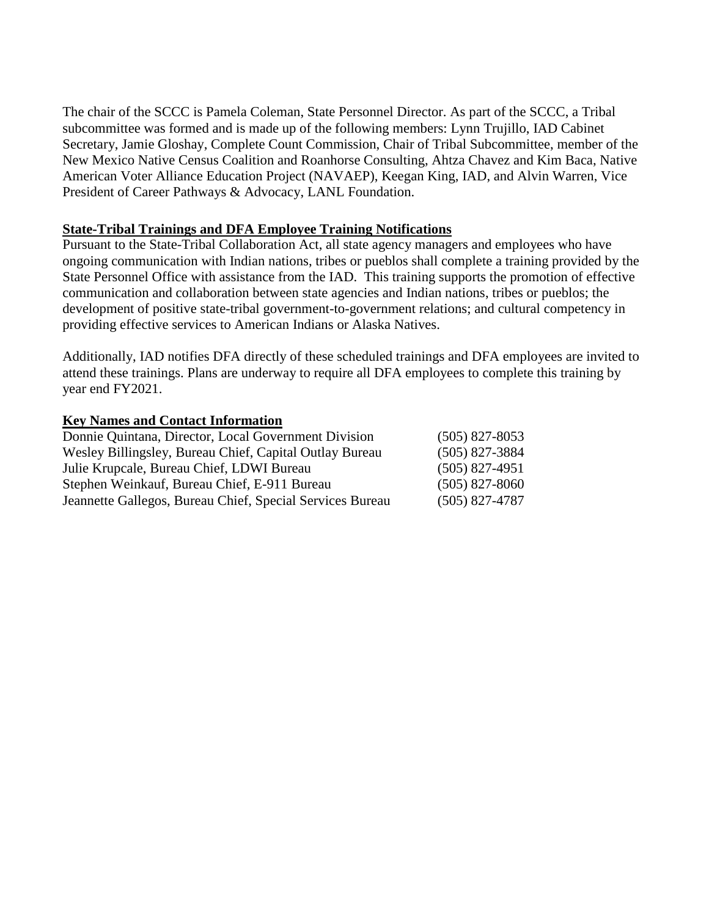The chair of the SCCC is Pamela Coleman, State Personnel Director. As part of the SCCC, a Tribal subcommittee was formed and is made up of the following members: Lynn Trujillo, IAD Cabinet Secretary, Jamie Gloshay, Complete Count Commission, Chair of Tribal Subcommittee, member of the New Mexico Native Census Coalition and Roanhorse Consulting, Ahtza Chavez and Kim Baca, Native American Voter Alliance Education Project (NAVAEP), Keegan King, IAD, and Alvin Warren, Vice President of Career Pathways & Advocacy, LANL Foundation.

**State-Tribal Trainings and DFA Employee Training Notifications**

Pursuant to the State-Tribal Collaboration Act, all state agency managers and employees who have ongoing communication with Indian nations, tribes or pueblos shall complete a training provided by the State Personnel Office with assistance from the IAD. This training supports the promotion of effective communication and collaboration between state agencies and Indian nations, tribes or pueblos; the development of positive state-tribal government-to-government relations; and cultural competency in providing effective services to American Indians or Alaska Natives.

Additionally, IAD notifies DFA directly of these scheduled trainings and DFA employees are invited to attend these trainings. Plans are underway to require all DFA employees to complete this training by year end FY2021.

**Key Names and Contact Information**

| | |
|---|---|
| Donnie Quintana, Director, Local Government Division | (505) 827-8053 |
| Wesley Billingsley, Bureau Chief, Capital Outlay Bureau | (505) 827-3884 |
| Julie Krupcale, Bureau Chief, LDWI Bureau | (505) 827-4951 |
| Stephen Weinkauf, Bureau Chief, E-911 Bureau | (505) 827-8060 |
| Jeannette Gallegos, Bureau Chief, Special Services Bureau | (505) 827-4787 |